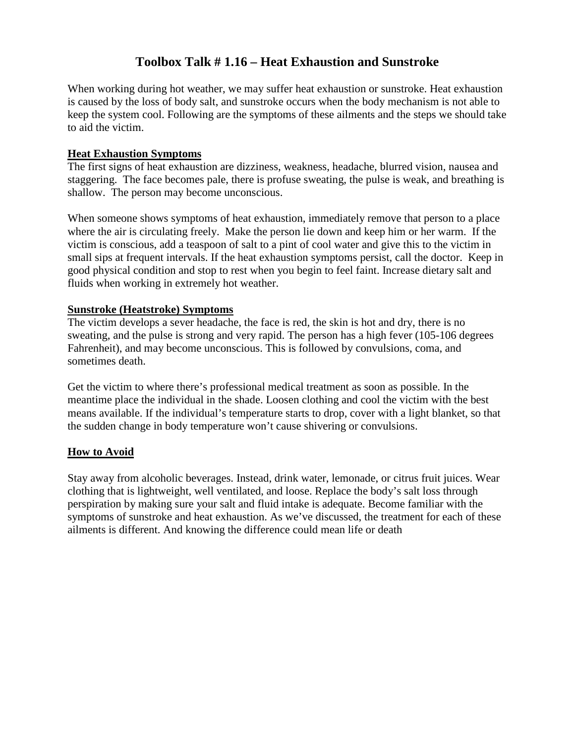# Toolbox Talk # 1.16 – Heat Exhaustion and Sunstroke

When working during hot weather, we may suffer heat exhaustion or sunstroke. Heat exhaustion is caused by the loss of body salt, and sunstroke occurs when the body mechanism is not able to keep the system cool. Following are the symptoms of these ailments and the steps we should take to aid the victim.

## Heat Exhaustion Symptoms

The first signs of heat exhaustion are dizziness, weakness, headache, blurred vision, nausea and staggering. The face becomes pale, there is profuse sweating, the pulse is weak, and breathing is shallow. The person may become unconscious.

When someone shows symptoms of heat exhaustion, immediately remove that person to a place where the air is circulating freely. Make the person lie down and keep him or her warm. If the victim is conscious, add a teaspoon of salt to a pint of cool water and give this to the victim in small sips at frequent intervals. If the heat exhaustion symptoms persist, call the doctor. Keep in good physical condition and stop to rest when you begin to feel faint. Increase dietary salt and fluids when working in extremely hot weather.

## Sunstroke (Heatstroke) Symptoms

The victim develops a sever headache, the face is red, the skin is hot and dry, there is no sweating, and the pulse is strong and very rapid. The person has a high fever (105-106 degrees Fahrenheit), and may become unconscious. This is followed by convulsions, coma, and sometimes death.

Get the victim to where there's professional medical treatment as soon as possible. In the meantime place the individual in the shade. Loosen clothing and cool the victim with the best means available. If the individual's temperature starts to drop, cover with a light blanket, so that the sudden change in body temperature won't cause shivering or convulsions.

## How to Avoid

Stay away from alcoholic beverages. Instead, drink water, lemonade, or citrus fruit juices. Wear clothing that is lightweight, well ventilated, and loose. Replace the body's salt loss through perspiration by making sure your salt and fluid intake is adequate. Become familiar with the symptoms of sunstroke and heat exhaustion. As we've discussed, the treatment for each of these ailments is different. And knowing the difference could mean life or death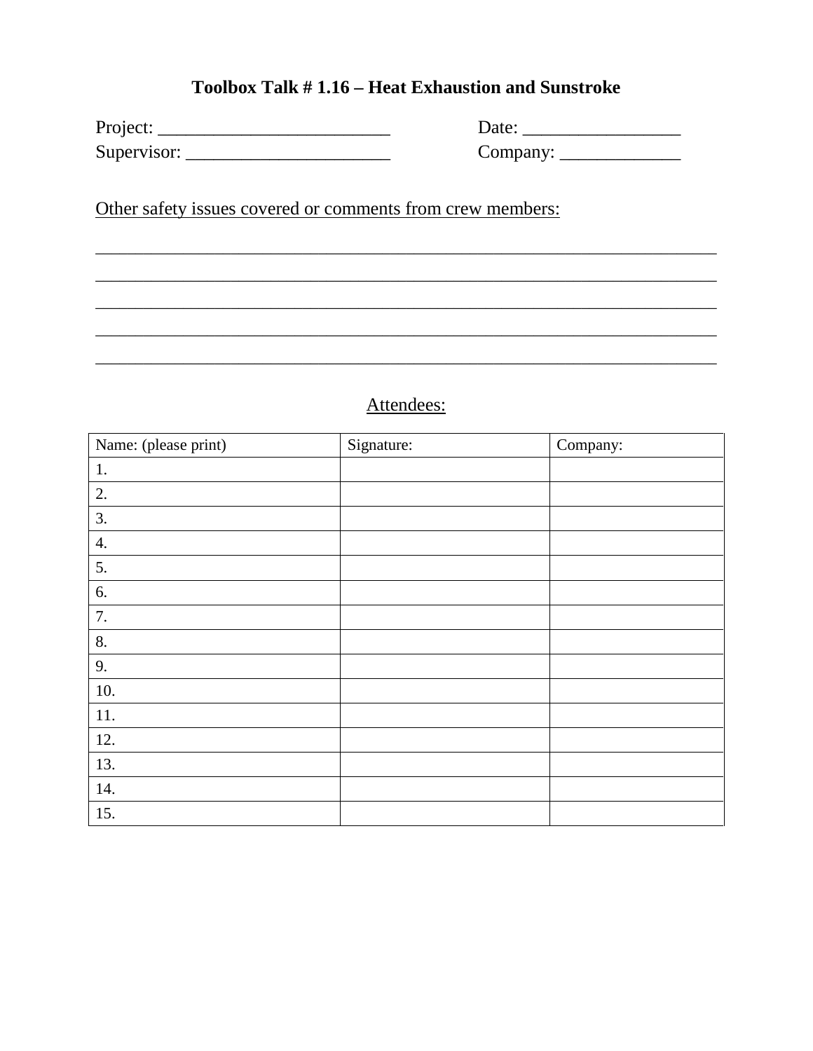# Toolbox Talk # 1.16 – Heat Exhaustion and Sunstroke

Project: _________________________ Date: _________________

Supervisor: ______________________ Company: _____________

Other safety issues covered or comments from crew members:

_____________________________________________________________________

_____________________________________________________________________

_____________________________________________________________________

_____________________________________________________________________

_____________________________________________________________________

Attendees:

| Name: (please print) | Signature: | Company: |
|---|---|---|
| 1. | | |
| 2. | | |
| 3. | | |
| 4. | | |
| 5. | | |
| 6. | | |
| 7. | | |
| 8. | | |
| 9. | | |
| 10. | | |
| 11. | | |
| 12. | | |
| 13. | | |
| 14. | | |
| 15. | | |